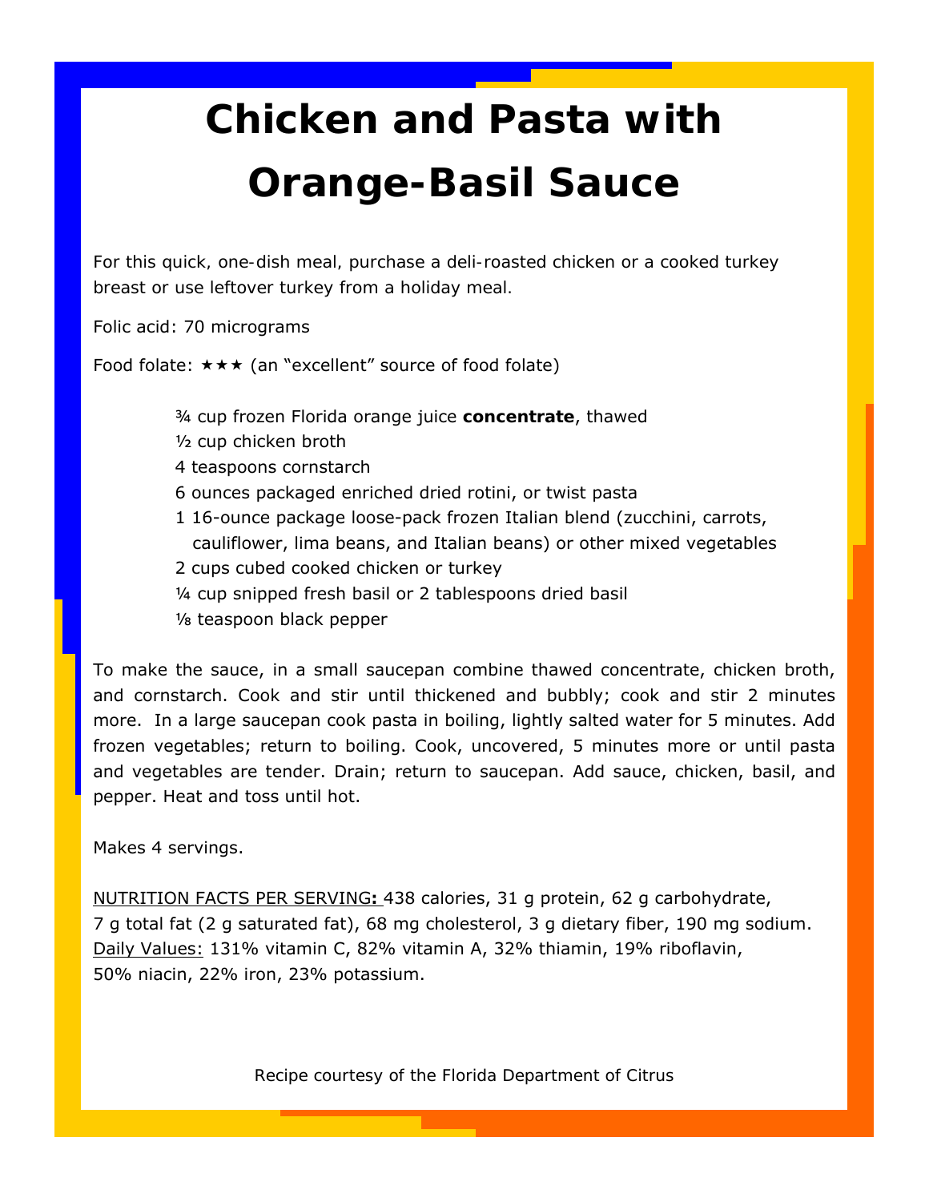# Chicken and Pasta with Orange-Basil Sauce

For this quick, one-dish meal, purchase a deli-roasted chicken or a cooked turkey breast or use leftover turkey from a holiday meal.

Folic acid: 70 micrograms

Food folate: ★★★ (an "excellent" source of food folate)

¾ cup frozen Florida orange juice **concentrate**, thawed
½ cup chicken broth
4 teaspoons cornstarch
6 ounces packaged enriched dried rotini, or twist pasta
1 16-ounce package loose-pack frozen Italian blend (zucchini, carrots, cauliflower, lima beans, and Italian beans) or other mixed vegetables
2 cups cubed cooked chicken or turkey
¼ cup snipped fresh basil or 2 tablespoons dried basil
⅛ teaspoon black pepper

To make the sauce, in a small saucepan combine thawed concentrate, chicken broth, and cornstarch. Cook and stir until thickened and bubbly; cook and stir 2 minutes more. In a large saucepan cook pasta in boiling, lightly salted water for 5 minutes. Add frozen vegetables; return to boiling. Cook, uncovered, 5 minutes more or until pasta and vegetables are tender. Drain; return to saucepan. Add sauce, chicken, basil, and pepper. Heat and toss until hot.

Makes 4 servings.

NUTRITION FACTS PER SERVING**:** 438 calories, 31 g protein, 62 g carbohydrate, 7 g total fat (2 g saturated fat), 68 mg cholesterol, 3 g dietary fiber, 190 mg sodium.
Daily Values: 131% vitamin C, 82% vitamin A, 32% thiamin, 19% riboflavin, 50% niacin, 22% iron, 23% potassium.

Recipe courtesy of the Florida Department of Citrus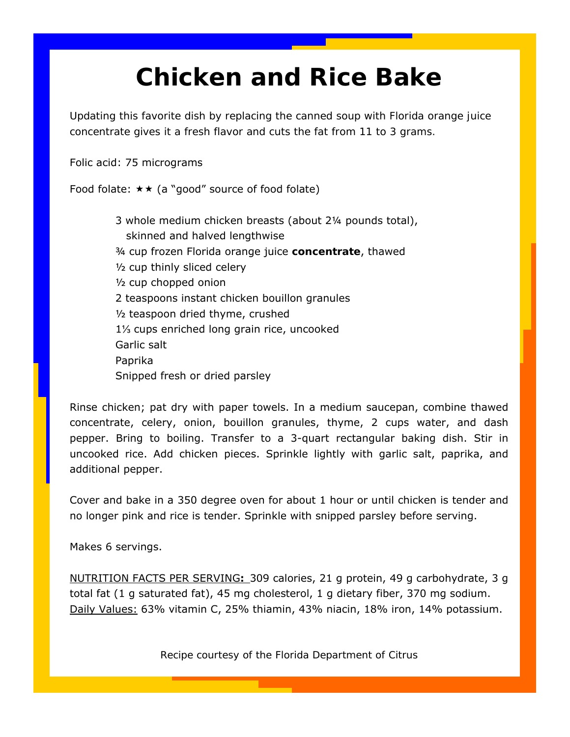# Chicken and Rice Bake

Updating this favorite dish by replacing the canned soup with Florida orange juice concentrate gives it a fresh flavor and cuts the fat from 11 to 3 grams.

Folic acid: 75 micrograms

Food folate: ★★ (a "good" source of food folate)

3 whole medium chicken breasts (about 2¼ pounds total), skinned and halved lengthwise
¾ cup frozen Florida orange juice **concentrate**, thawed
½ cup thinly sliced celery
½ cup chopped onion
2 teaspoons instant chicken bouillon granules
½ teaspoon dried thyme, crushed
1⅓ cups enriched long grain rice, uncooked
Garlic salt
Paprika
Snipped fresh or dried parsley

Rinse chicken; pat dry with paper towels. In a medium saucepan, combine thawed concentrate, celery, onion, bouillon granules, thyme, 2 cups water, and dash pepper. Bring to boiling. Transfer to a 3-quart rectangular baking dish. Stir in uncooked rice. Add chicken pieces. Sprinkle lightly with garlic salt, paprika, and additional pepper.

Cover and bake in a 350 degree oven for about 1 hour or until chicken is tender and no longer pink and rice is tender. Sprinkle with snipped parsley before serving.

Makes 6 servings.

NUTRITION FACTS PER SERVING**:** 309 calories, 21 g protein, 49 g carbohydrate, 3 g total fat (1 g saturated fat), 45 mg cholesterol, 1 g dietary fiber, 370 mg sodium.
Daily Values: 63% vitamin C, 25% thiamin, 43% niacin, 18% iron, 14% potassium.

Recipe courtesy of the Florida Department of Citrus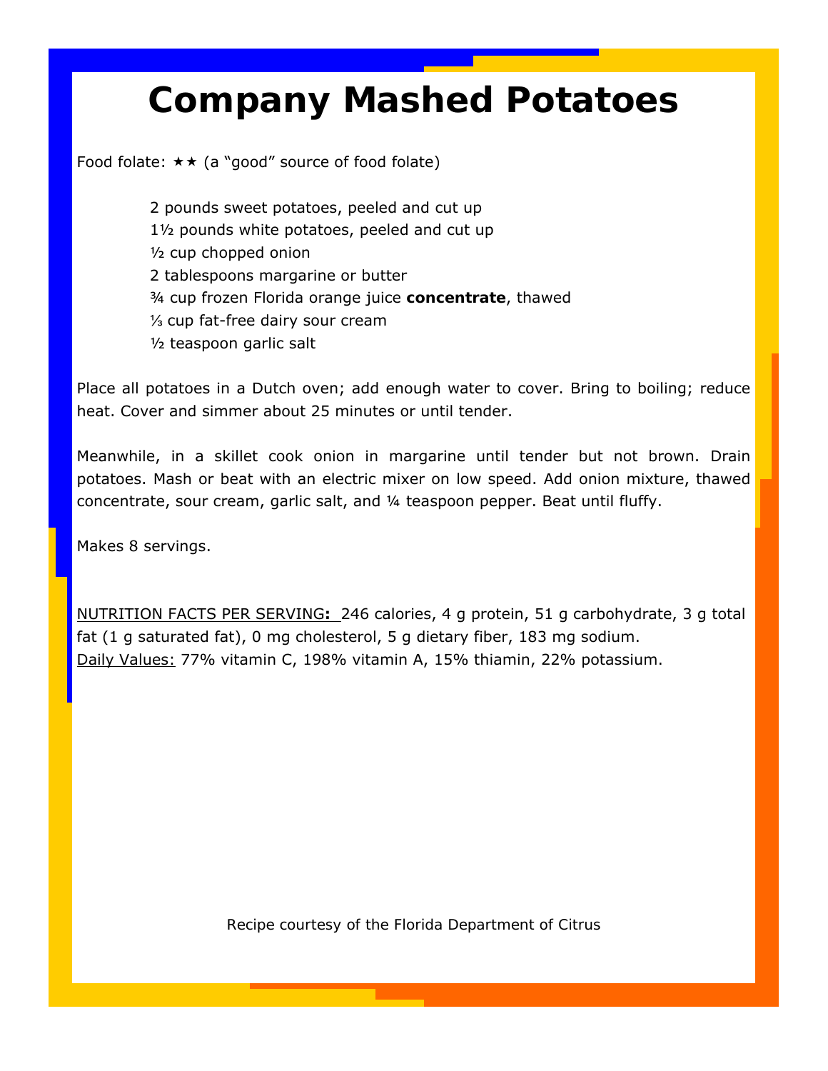# Company Mashed Potatoes

Food folate: ★★ (a "good" source of food folate)

- 2 pounds sweet potatoes, peeled and cut up
- 1½ pounds white potatoes, peeled and cut up
- ½ cup chopped onion
- 2 tablespoons margarine or butter
- ¾ cup frozen Florida orange juice **concentrate**, thawed
- ⅓ cup fat-free dairy sour cream
- ½ teaspoon garlic salt

Place all potatoes in a Dutch oven; add enough water to cover. Bring to boiling; reduce heat. Cover and simmer about 25 minutes or until tender.

Meanwhile, in a skillet cook onion in margarine until tender but not brown. Drain potatoes. Mash or beat with an electric mixer on low speed. Add onion mixture, thawed concentrate, sour cream, garlic salt, and ¼ teaspoon pepper. Beat until fluffy.

Makes 8 servings.

NUTRITION FACTS PER SERVING**:** 246 calories, 4 g protein, 51 g carbohydrate, 3 g total fat (1 g saturated fat), 0 mg cholesterol, 5 g dietary fiber, 183 mg sodium.
Daily Values: 77% vitamin C, 198% vitamin A, 15% thiamin, 22% potassium.

Recipe courtesy of the Florida Department of Citrus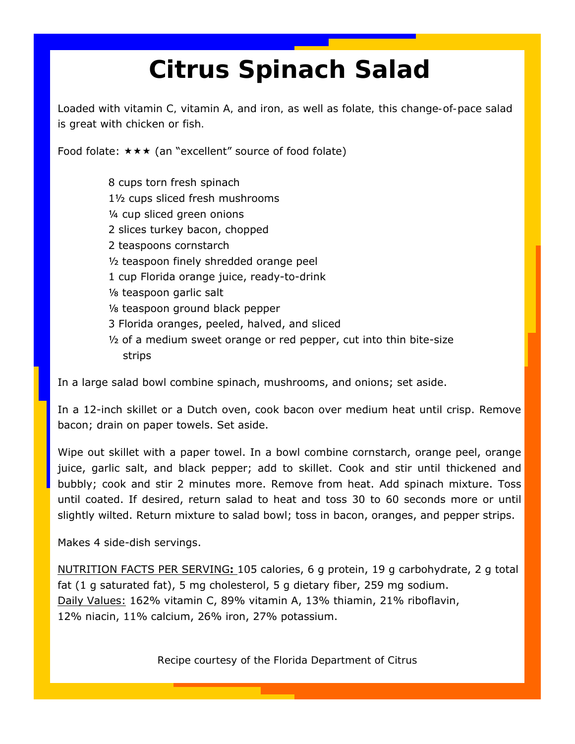# Citrus Spinach Salad

Loaded with vitamin C, vitamin A, and iron, as well as folate, this change-of-pace salad is great with chicken or fish.

Food folate: ★★★ (an "excellent" source of food folate)

- 8 cups torn fresh spinach
- 1½ cups sliced fresh mushrooms
- ¼ cup sliced green onions
- 2 slices turkey bacon, chopped
- 2 teaspoons cornstarch
- ½ teaspoon finely shredded orange peel
- 1 cup Florida orange juice, ready-to-drink
- ⅛ teaspoon garlic salt
- ⅛ teaspoon ground black pepper
- 3 Florida oranges, peeled, halved, and sliced
- ½ of a medium sweet orange or red pepper, cut into thin bite-size strips

In a large salad bowl combine spinach, mushrooms, and onions; set aside.

In a 12-inch skillet or a Dutch oven, cook bacon over medium heat until crisp. Remove bacon; drain on paper towels. Set aside.

Wipe out skillet with a paper towel. In a bowl combine cornstarch, orange peel, orange juice, garlic salt, and black pepper; add to skillet. Cook and stir until thickened and bubbly; cook and stir 2 minutes more. Remove from heat. Add spinach mixture. Toss until coated. If desired, return salad to heat and toss 30 to 60 seconds more or until slightly wilted. Return mixture to salad bowl; toss in bacon, oranges, and pepper strips.

Makes 4 side-dish servings.

NUTRITION FACTS PER SERVING**:** 105 calories, 6 g protein, 19 g carbohydrate, 2 g total fat (1 g saturated fat), 5 mg cholesterol, 5 g dietary fiber, 259 mg sodium.
Daily Values: 162% vitamin C, 89% vitamin A, 13% thiamin, 21% riboflavin, 12% niacin, 11% calcium, 26% iron, 27% potassium.

Recipe courtesy of the Florida Department of Citrus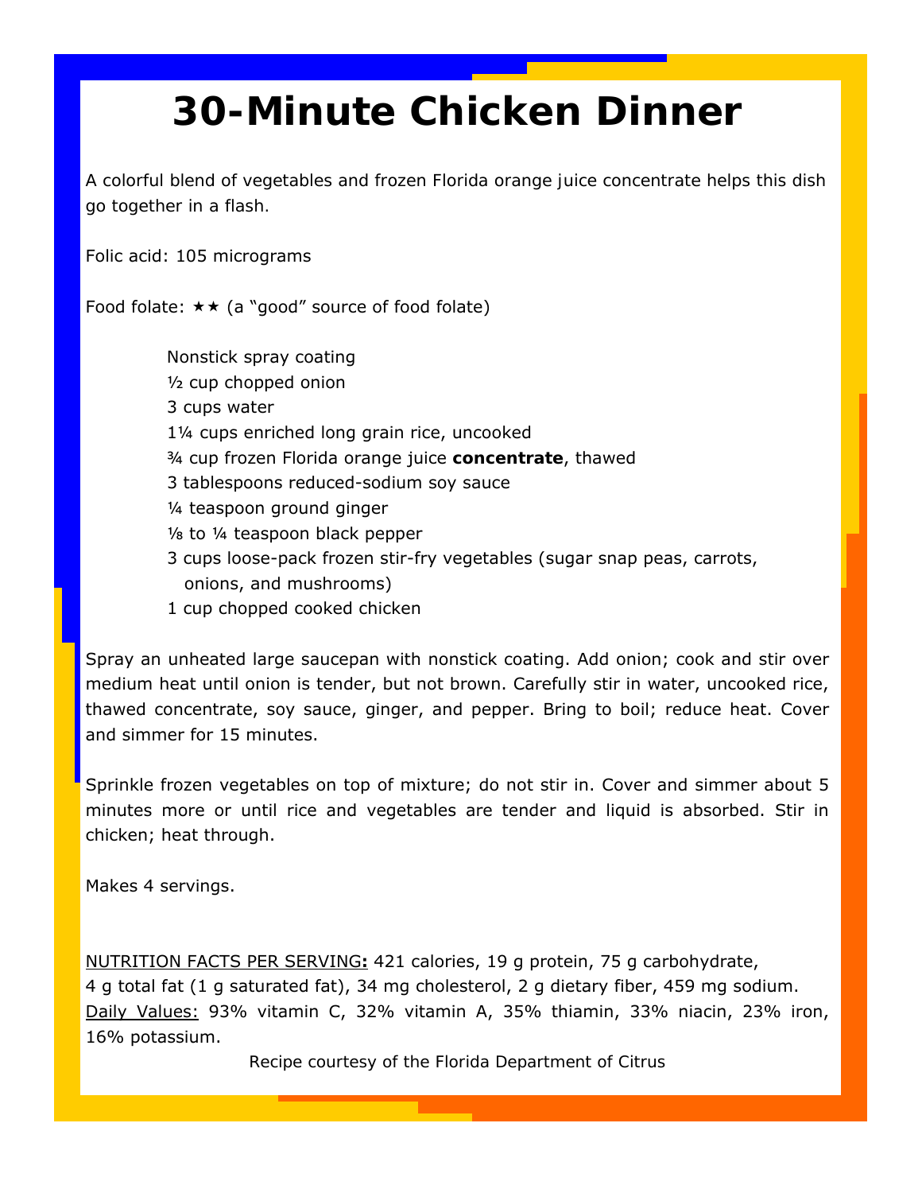# 30-Minute Chicken Dinner

A colorful blend of vegetables and frozen Florida orange juice concentrate helps this dish go together in a flash.

Folic acid: 105 micrograms

Food folate: ★★ (a "good" source of food folate)

Nonstick spray coating  
½ cup chopped onion  
3 cups water  
1¼ cups enriched long grain rice, uncooked  
¾ cup frozen Florida orange juice **concentrate**, thawed  
3 tablespoons reduced-sodium soy sauce  
¼ teaspoon ground ginger  
⅛ to ¼ teaspoon black pepper  
3 cups loose-pack frozen stir-fry vegetables (sugar snap peas, carrots, onions, and mushrooms)  
1 cup chopped cooked chicken

Spray an unheated large saucepan with nonstick coating. Add onion; cook and stir over medium heat until onion is tender, but not brown. Carefully stir in water, uncooked rice, thawed concentrate, soy sauce, ginger, and pepper. Bring to boil; reduce heat. Cover and simmer for 15 minutes.

Sprinkle frozen vegetables on top of mixture; do not stir in. Cover and simmer about 5 minutes more or until rice and vegetables are tender and liquid is absorbed. Stir in chicken; heat through.

Makes 4 servings.

NUTRITION FACTS PER SERVING**:** 421 calories, 19 g protein, 75 g carbohydrate, 4 g total fat (1 g saturated fat), 34 mg cholesterol, 2 g dietary fiber, 459 mg sodium.  
Daily Values: 93% vitamin C, 32% vitamin A, 35% thiamin, 33% niacin, 23% iron, 16% potassium.

Recipe courtesy of the Florida Department of Citrus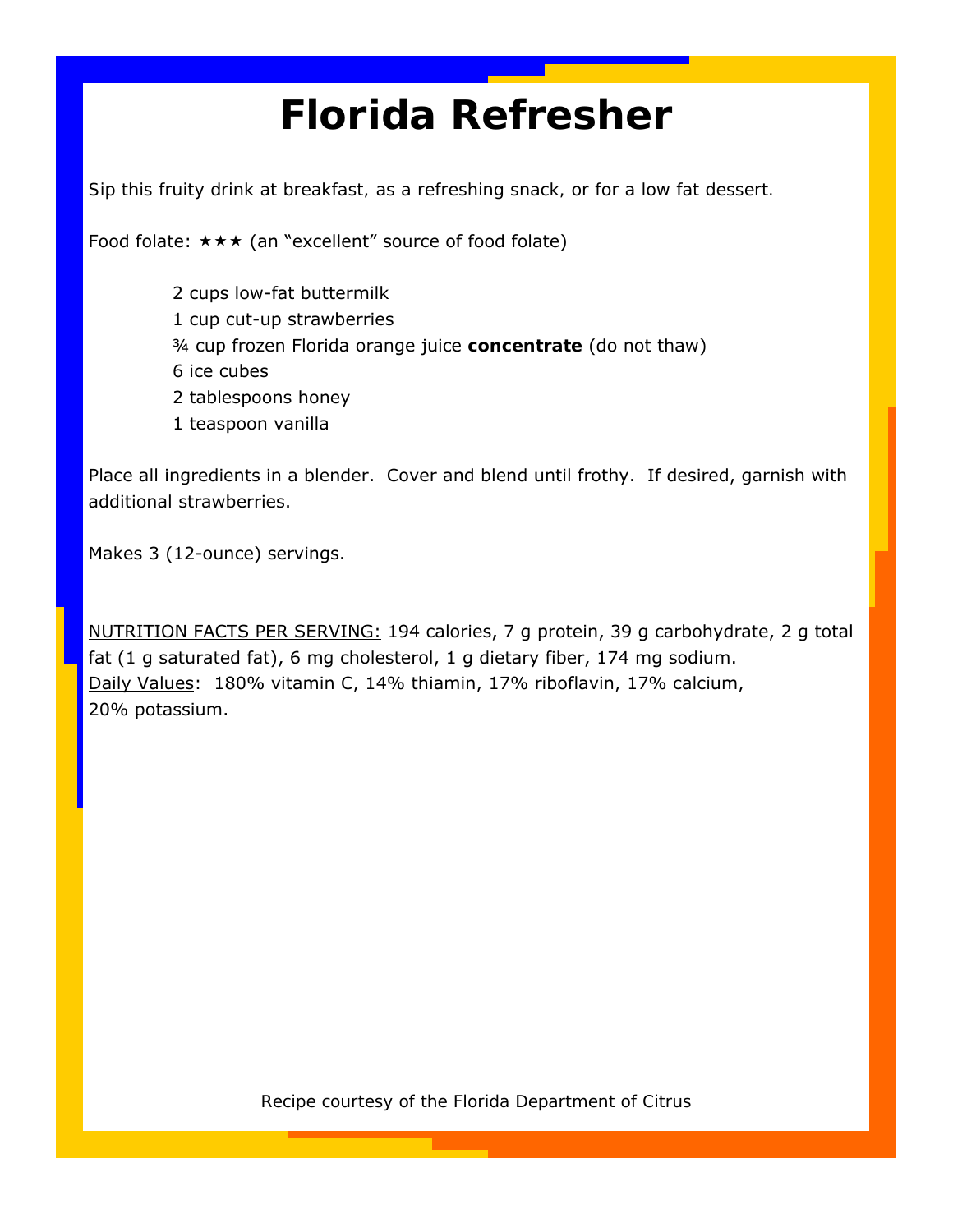# Florida Refresher

Sip this fruity drink at breakfast, as a refreshing snack, or for a low fat dessert.

Food folate: ★★★ (an "excellent" source of food folate)

- 2 cups low-fat buttermilk
- 1 cup cut-up strawberries
- ¾ cup frozen Florida orange juice **concentrate** (do not thaw)
- 6 ice cubes
- 2 tablespoons honey
- 1 teaspoon vanilla

Place all ingredients in a blender. Cover and blend until frothy. If desired, garnish with additional strawberries.

Makes 3 (12-ounce) servings.

NUTRITION FACTS PER SERVING: 194 calories, 7 g protein, 39 g carbohydrate, 2 g total fat (1 g saturated fat), 6 mg cholesterol, 1 g dietary fiber, 174 mg sodium.
Daily Values: 180% vitamin C, 14% thiamin, 17% riboflavin, 17% calcium, 20% potassium.

Recipe courtesy of the Florida Department of Citrus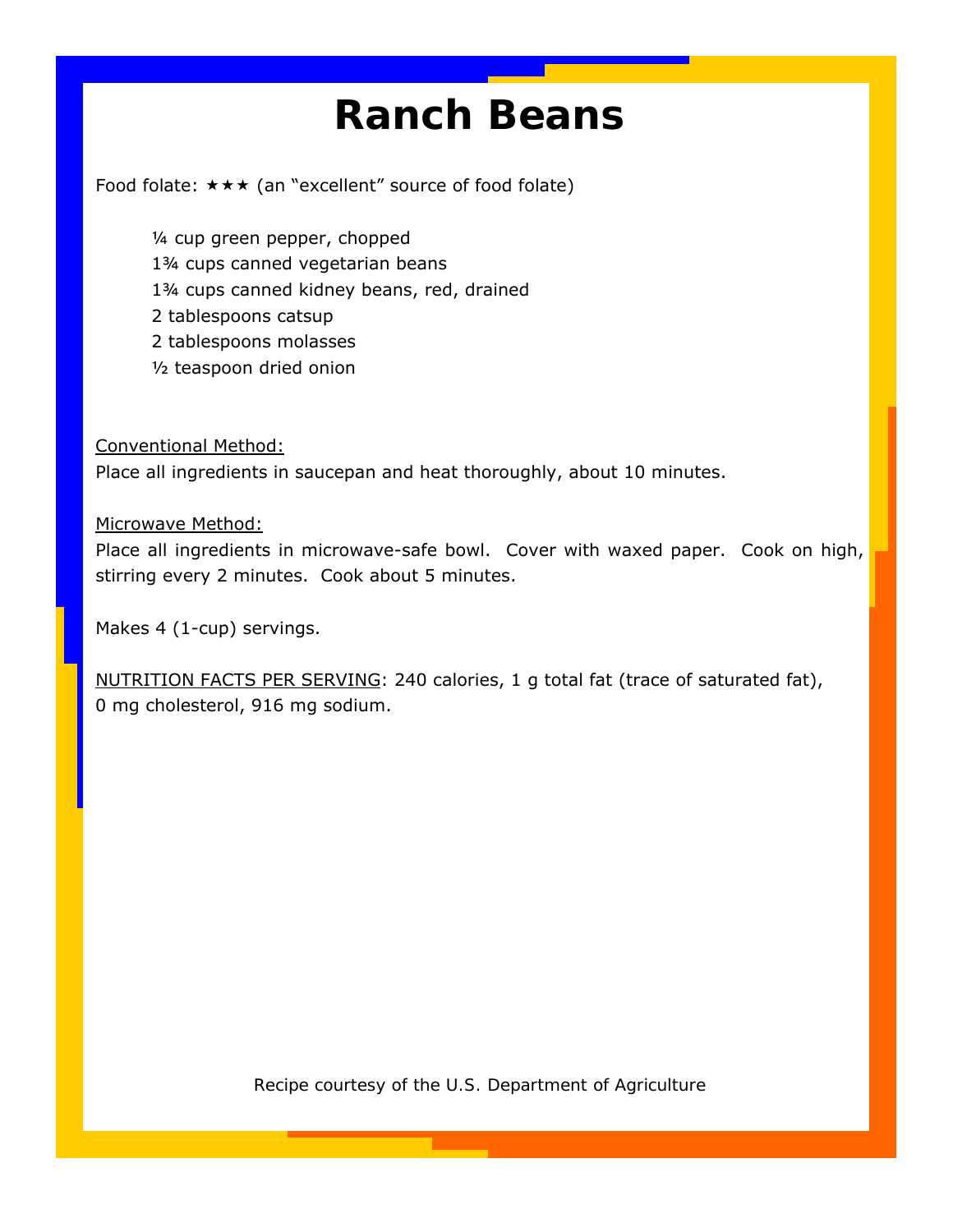# Ranch Beans

Food folate: ★★★ (an "excellent" source of food folate)

- ¼ cup green pepper, chopped
- 1¾ cups canned vegetarian beans
- 1¾ cups canned kidney beans, red, drained
- 2 tablespoons catsup
- 2 tablespoons molasses
- ½ teaspoon dried onion

<u>Conventional Method:</u>
Place all ingredients in saucepan and heat thoroughly, about 10 minutes.

<u>Microwave Method:</u>
Place all ingredients in microwave-safe bowl. Cover with waxed paper. Cook on high, stirring every 2 minutes. Cook about 5 minutes.

Makes 4 (1-cup) servings.

<u>NUTRITION FACTS PER SERVING</u>: 240 calories, 1 g total fat (trace of saturated fat), 0 mg cholesterol, 916 mg sodium.

Recipe courtesy of the U.S. Department of Agriculture